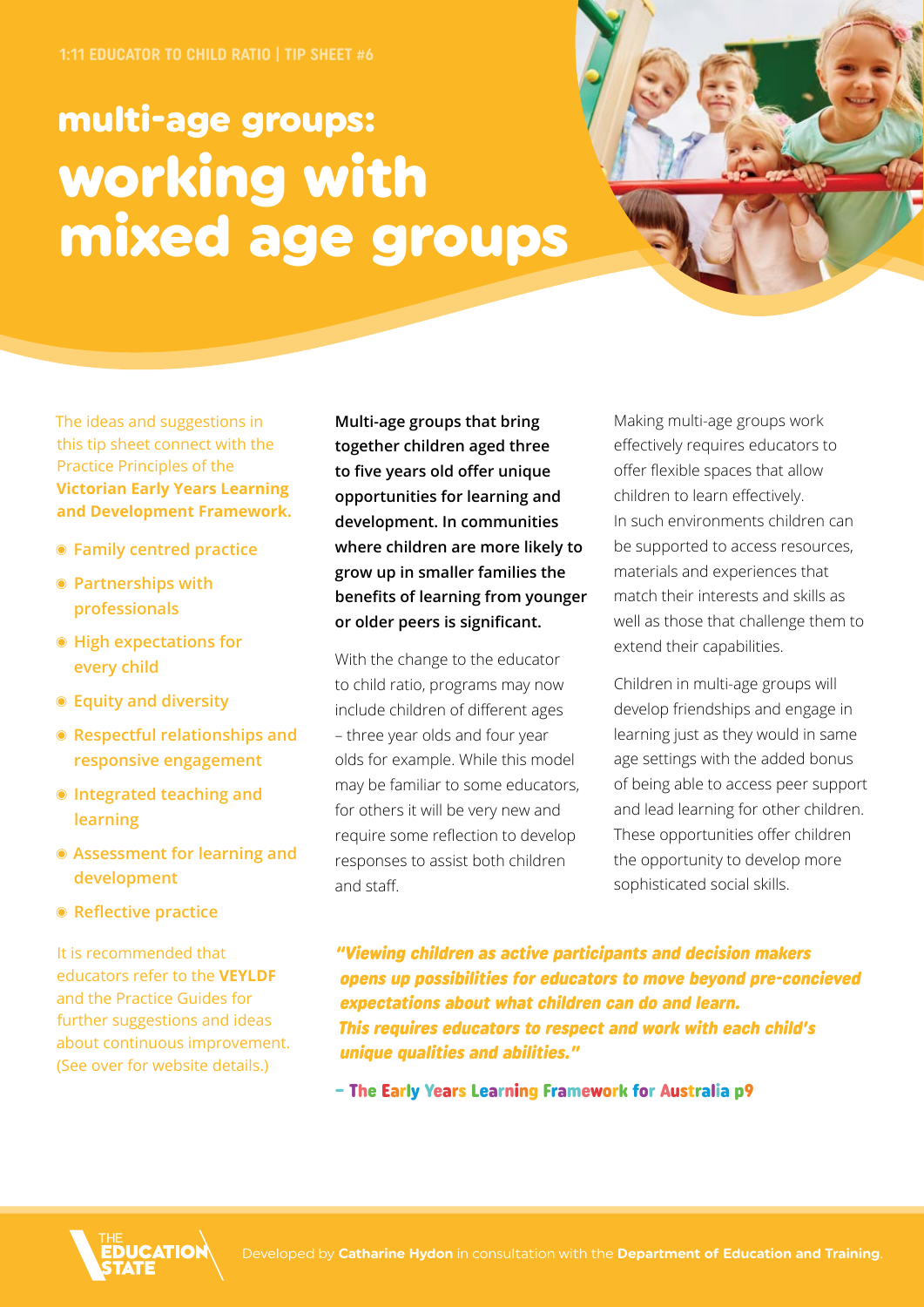1:11 EDUCATOR TO CHILD RATIO | TIP SHEET #6

# multi-age groups: working with mixed age groups

The ideas and suggestions in this tip sheet connect with the Practice Principles of the **Victorian Early Years Learning and Development Framework.**

- **Family centred practice**
- **Partnerships with professionals**
- **High expectations for every child**
- **Equity and diversity**
- **Respectful relationships and responsive engagement**
- **Integrated teaching and learning**
- **Assessment for learning and development**
- **Reflective practice**

It is recommended that educators refer to the **VEYLDF** and the Practice Guides for further suggestions and ideas about continuous improvement. (See over for website details.)

**Multi-age groups that bring together children aged three to five years old offer unique opportunities for learning and development. In communities where children are more likely to grow up in smaller families the benefits of learning from younger or older peers is significant.**

With the change to the educator to child ratio, programs may now include children of different ages – three year olds and four year olds for example. While this model may be familiar to some educators, for others it will be very new and require some reflection to develop responses to assist both children and staff.

Making multi-age groups work effectively requires educators to offer flexible spaces that allow children to learn effectively. In such environments children can be supported to access resources, materials and experiences that match their interests and skills as well as those that challenge them to extend their capabilities.

Children in multi-age groups will develop friendships and engage in learning just as they would in same age settings with the added bonus of being able to access peer support and lead learning for other children. These opportunities offer children the opportunity to develop more sophisticated social skills.

***"Viewing children as active participants and decision makers opens up possibilities for educators to move beyond pre-concieved expectations about what children can do and learn. This requires educators to respect and work with each child's unique qualities and abilities."***

**– The Early Years Learning Framework for Australia p9**

Developed by **Catharine Hydon** in consultation with the **Department of Education and Training**.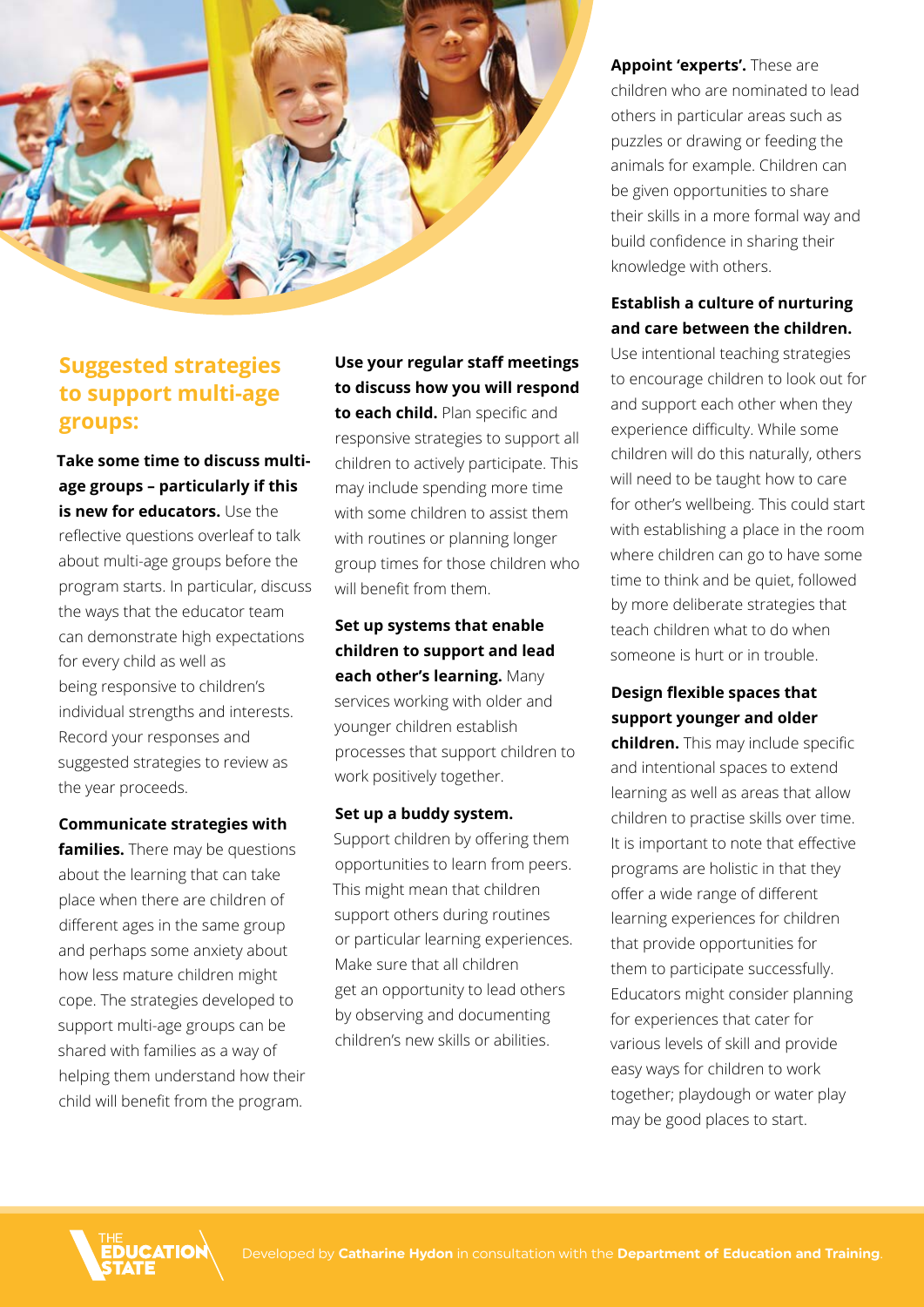## Suggested strategies to support multi-age groups:

**Take some time to discuss multi-age groups – particularly if this is new for educators.** Use the reflective questions overleaf to talk about multi-age groups before the program starts. In particular, discuss the ways that the educator team can demonstrate high expectations for every child as well as being responsive to children's individual strengths and interests. Record your responses and suggested strategies to review as the year proceeds.

**Communicate strategies with families.** There may be questions about the learning that can take place when there are children of different ages in the same group and perhaps some anxiety about how less mature children might cope. The strategies developed to support multi-age groups can be shared with families as a way of helping them understand how their child will benefit from the program.

**Use your regular staff meetings to discuss how you will respond to each child.** Plan specific and responsive strategies to support all children to actively participate. This may include spending more time with some children to assist them with routines or planning longer group times for those children who will benefit from them.

**Set up systems that enable children to support and lead each other's learning.** Many services working with older and younger children establish processes that support children to work positively together.

**Set up a buddy system.** Support children by offering them opportunities to learn from peers. This might mean that children support others during routines or particular learning experiences. Make sure that all children get an opportunity to lead others by observing and documenting children's new skills or abilities.

**Appoint 'experts'.** These are children who are nominated to lead others in particular areas such as puzzles or drawing or feeding the animals for example. Children can be given opportunities to share their skills in a more formal way and build confidence in sharing their knowledge with others.

**Establish a culture of nurturing and care between the children.** Use intentional teaching strategies to encourage children to look out for and support each other when they experience difficulty. While some children will do this naturally, others will need to be taught how to care for other's wellbeing. This could start with establishing a place in the room where children can go to have some time to think and be quiet, followed by more deliberate strategies that teach children what to do when someone is hurt or in trouble.

**Design flexible spaces that support younger and older children.** This may include specific and intentional spaces to extend learning as well as areas that allow children to practise skills over time. It is important to note that effective programs are holistic in that they offer a wide range of different learning experiences for children that provide opportunities for them to participate successfully. Educators might consider planning for experiences that cater for various levels of skill and provide easy ways for children to work together; playdough or water play may be good places to start.

Developed by **Catharine Hydon** in consultation with the **Department of Education and Training**.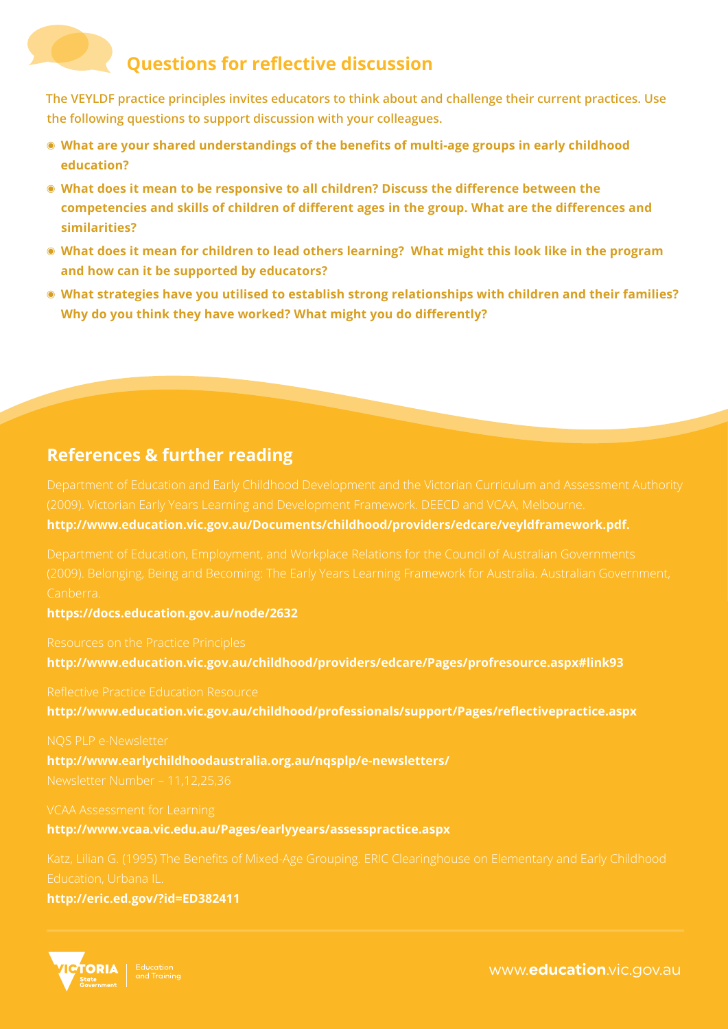## Questions for reflective discussion

**The VEYLDF practice principles invites educators to think about and challenge their current practices. Use the following questions to support discussion with your colleagues.**

- **What are your shared understandings of the benefits of multi-age groups in early childhood education?**
- **What does it mean to be responsive to all children? Discuss the difference between the competencies and skills of children of different ages in the group. What are the differences and similarities?**
- **What does it mean for children to lead others learning? What might this look like in the program and how can it be supported by educators?**
- **What strategies have you utilised to establish strong relationships with children and their families? Why do you think they have worked? What might you do differently?**

## References & further reading

Department of Education and Early Childhood Development and the Victorian Curriculum and Assessment Authority (2009). Victorian Early Years Learning and Development Framework. DEECD and VCAA, Melbourne.
**http://www.education.vic.gov.au/Documents/childhood/providers/edcare/veyldframework.pdf.**

Department of Education, Employment, and Workplace Relations for the Council of Australian Governments (2009). Belonging, Being and Becoming: The Early Years Learning Framework for Australia. Australian Government, Canberra.
**https://docs.education.gov.au/node/2632**

Resources on the Practice Principles
**http://www.education.vic.gov.au/childhood/providers/edcare/Pages/profresource.aspx#link93**

Reflective Practice Education Resource
**http://www.education.vic.gov.au/childhood/professionals/support/Pages/reflectivepractice.aspx**

NQS PLP e-Newsletter
**http://www.earlychildhoodaustralia.org.au/nqsplp/e-newsletters/**
Newsletter Number – 11,12,25,36

VCAA Assessment for Learning
**http://www.vcaa.vic.edu.au/Pages/earlyyears/assesspractice.aspx**

Katz, Lilian G. (1995) The Benefits of Mixed-Age Grouping. ERIC Clearinghouse on Elementary and Early Childhood Education, Urbana IL.
**http://eric.ed.gov/?id=ED382411**

www.**education**.vic.gov.au